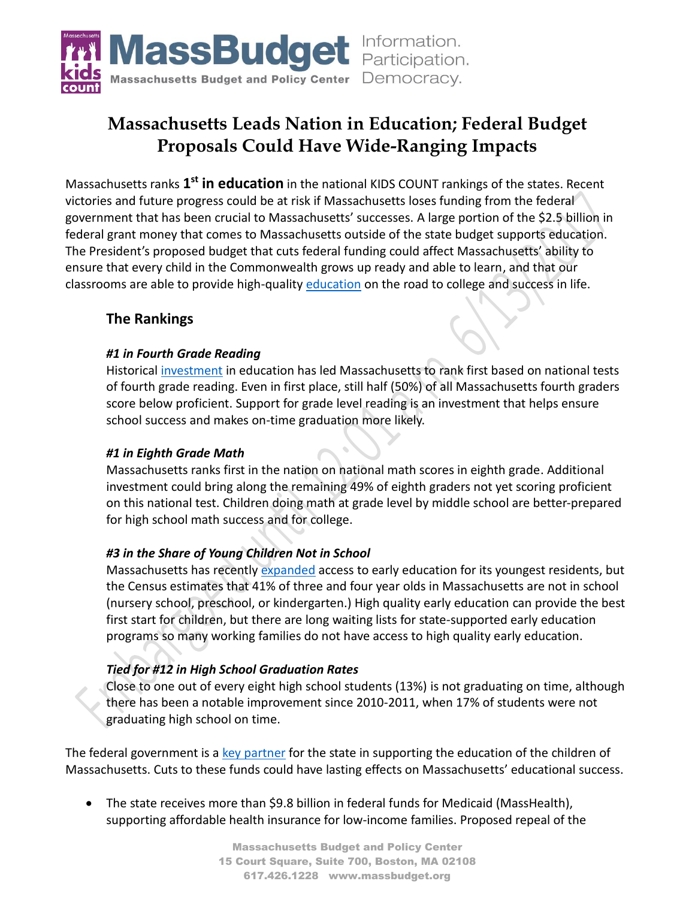# Massachusetts Leads Nation in Education; Federal Budget Proposals Could Have Wide-Ranging Impacts

Massachusetts ranks **1st in education** in the national KIDS COUNT rankings of the states. Recent victories and future progress could be at risk if Massachusetts loses funding from the federal government that has been crucial to Massachusetts' successes. A large portion of the $2.5 billion in federal grant money that comes to Massachusetts outside of the state budget supports education. The President's proposed budget that cuts federal funding could affect Massachusetts' ability to ensure that every child in the Commonwealth grows up ready and able to learn, and that our classrooms are able to provide high-quality education on the road to college and success in life.

## The Rankings

### *#1 in Fourth Grade Reading*

Historical investment in education has led Massachusetts to rank first based on national tests of fourth grade reading. Even in first place, still half (50%) of all Massachusetts fourth graders score below proficient. Support for grade level reading is an investment that helps ensure school success and makes on-time graduation more likely.

### *#1 in Eighth Grade Math*

Massachusetts ranks first in the nation on national math scores in eighth grade. Additional investment could bring along the remaining 49% of eighth graders not yet scoring proficient on this national test. Children doing math at grade level by middle school are better-prepared for high school math success and for college.

### *#3 in the Share of Young Children Not in School*

Massachusetts has recently expanded access to early education for its youngest residents, but the Census estimates that 41% of three and four year olds in Massachusetts are not in school (nursery school, preschool, or kindergarten.) High quality early education can provide the best first start for children, but there are long waiting lists for state-supported early education programs so many working families do not have access to high quality early education.

### *Tied for #12 in High School Graduation Rates*

Close to one out of every eight high school students (13%) is not graduating on time, although there has been a notable improvement since 2010-2011, when 17% of students were not graduating high school on time.

The federal government is a key partner for the state in supporting the education of the children of Massachusetts. Cuts to these funds could have lasting effects on Massachusetts' educational success.

- The state receives more than $9.8 billion in federal funds for Medicaid (MassHealth), supporting affordable health insurance for low-income families. Proposed repeal of the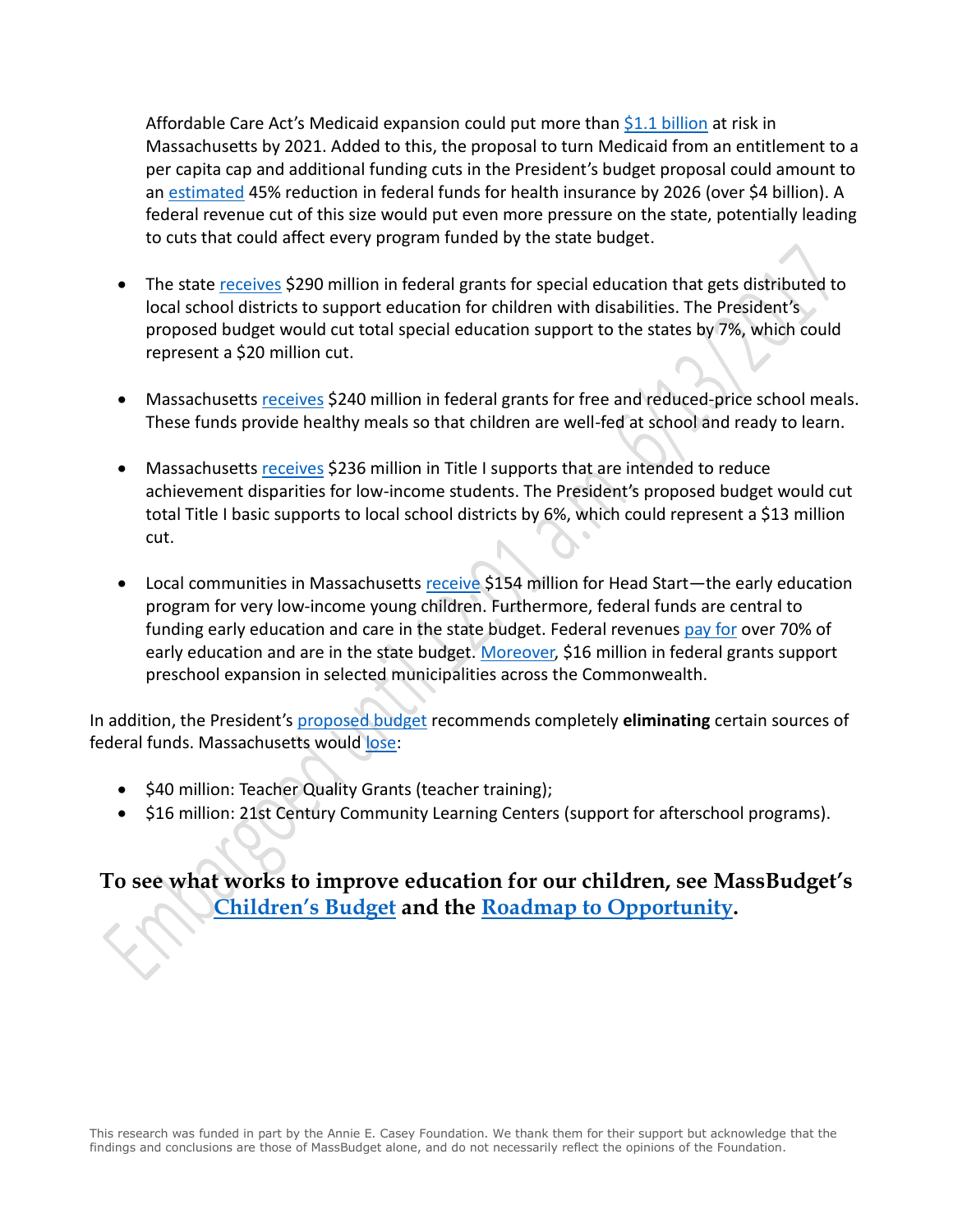Affordable Care Act's Medicaid expansion could put more than $1.1 billion at risk in Massachusetts by 2021. Added to this, the proposal to turn Medicaid from an entitlement to a per capita cap and additional funding cuts in the President's budget proposal could amount to an estimated 45% reduction in federal funds for health insurance by 2026 (over $4 billion). A federal revenue cut of this size would put even more pressure on the state, potentially leading to cuts that could affect every program funded by the state budget.

- The state receives $290 million in federal grants for special education that gets distributed to local school districts to support education for children with disabilities. The President's proposed budget would cut total special education support to the states by 7%, which could represent a $20 million cut.

- Massachusetts receives $240 million in federal grants for free and reduced-price school meals. These funds provide healthy meals so that children are well-fed at school and ready to learn.

- Massachusetts receives $236 million in Title I supports that are intended to reduce achievement disparities for low-income students. The President's proposed budget would cut total Title I basic supports to local school districts by 6%, which could represent a $13 million cut.

- Local communities in Massachusetts receive $154 million for Head Start—the early education program for very low-income young children. Furthermore, federal funds are central to funding early education and care in the state budget. Federal revenues pay for over 70% of early education and are in the state budget. Moreover, $16 million in federal grants support preschool expansion in selected municipalities across the Commonwealth.

In addition, the President's proposed budget recommends completely **eliminating** certain sources of federal funds. Massachusetts would lose:

- $40 million: Teacher Quality Grants (teacher training);
- $16 million: 21st Century Community Learning Centers (support for afterschool programs).

**To see what works to improve education for our children, see MassBudget's Children's Budget and the Roadmap to Opportunity.**

This research was funded in part by the Annie E. Casey Foundation. We thank them for their support but acknowledge that the findings and conclusions are those of MassBudget alone, and do not necessarily reflect the opinions of the Foundation.